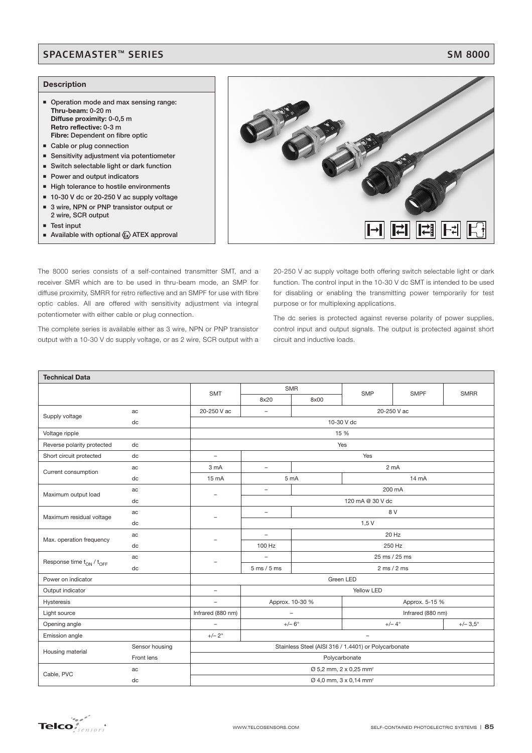# SPACEMASTER™ SERIES

## SM 8000

### Description

- Operation mode and max sensing range:
  **Thru-beam:** 0-20 m
  **Diffuse proximity:** 0-0,5 m
  **Retro reflective:** 0-3 m
  **Fibre:** Dependent on fibre optic
- Cable or plug connection
- Sensitivity adjustment via potentiometer
- Switch selectable light or dark function
- Power and output indicators
- High tolerance to hostile environments
- 10-30 V dc or 20-250 V ac supply voltage
- 3 wire, NPN or PNP transistor output or 2 wire, SCR output
- Test input
- Available with optional Ex ATEX approval

The 8000 series consists of a self-contained transmitter SMT, and a receiver SMR which are to be used in thru-beam mode, an SMP for diffuse proximity, SMRR for retro reflective and an SMPF for use with fibre optic cables. All are offered with sensitivity adjustment via integral potentiometer with either cable or plug connection.

The complete series is available either as 3 wire, NPN or PNP transistor output with a 10-30 V dc supply voltage, or as 2 wire, SCR output with a 20-250 V ac supply voltage both offering switch selectable light or dark function. The control input in the 10-30 V dc SMT is intended to be used for disabling or enabling the transmitting power temporarily for test purpose or for multiplexing applications.

The dc series is protected against reverse polarity of power supplies, control input and output signals. The output is protected against short circuit and inductive loads.

### Technical Data

| | | SMT | SMR | | SMP | SMPF | SMRR |
|---|---|---|---|---|---|---|---|
| | | | 8x20 | 8x00 | | | |
| Supply voltage | ac | 20-250 V ac | – | 20-250 V ac | | | |
| | dc | 10-30 V dc | | | | | |
| Voltage ripple | | 15 % | | | | | |
| Reverse polarity protected | dc | Yes | | | | | |
| Short circuit protected | dc | – | Yes | | | | |
| Current consumption | ac | 3 mA | – | 2 mA | | | |
| | dc | 15 mA | 5 mA | | 14 mA | | |
| Maximum output load | ac | – | – | 200 mA | | | |
| | dc | | 120 mA @ 30 V dc | | | | |
| Maximum residual voltage | ac | – | – | 8 V | | | |
| | dc | | 1,5 V | | | | |
| Max. operation frequency | ac | – | – | 20 Hz | | | |
| | dc | | 100 Hz | 250 Hz | | | |
| Response time $t_{ON}$ / $t_{OFF}$ | ac | – | – | 25 ms / 25 ms | | | |
| | dc | | 5 ms / 5 ms | 2 ms / 2 ms | | | |
| Power on indicator | | Green LED | | | | | |
| Output indicator | | – | Yellow LED | | | | |
| Hysteresis | | – | Approx. 10-30 % | | Approx. 5-15 % | | |
| Light source | | Infrared (880 nm) | – | | Infrared (880 nm) | | |
| Opening angle | | – | +/– 6° | | +/– 4° | | +/– 3,5° |
| Emission angle | | +/– 2° | – | | | | |
| Housing material | Sensor housing | Stainless Steel (AISI 316 / 1.4401) or Polycarbonate | | | | | |
| | Front lens | Polycarbonate | | | | | |
| Cable, PVC | ac | Ø 5,2 mm, 2 x 0,25 mm² | | | | | |
| | dc | Ø 4,0 mm, 3 x 0,14 mm² | | | | | |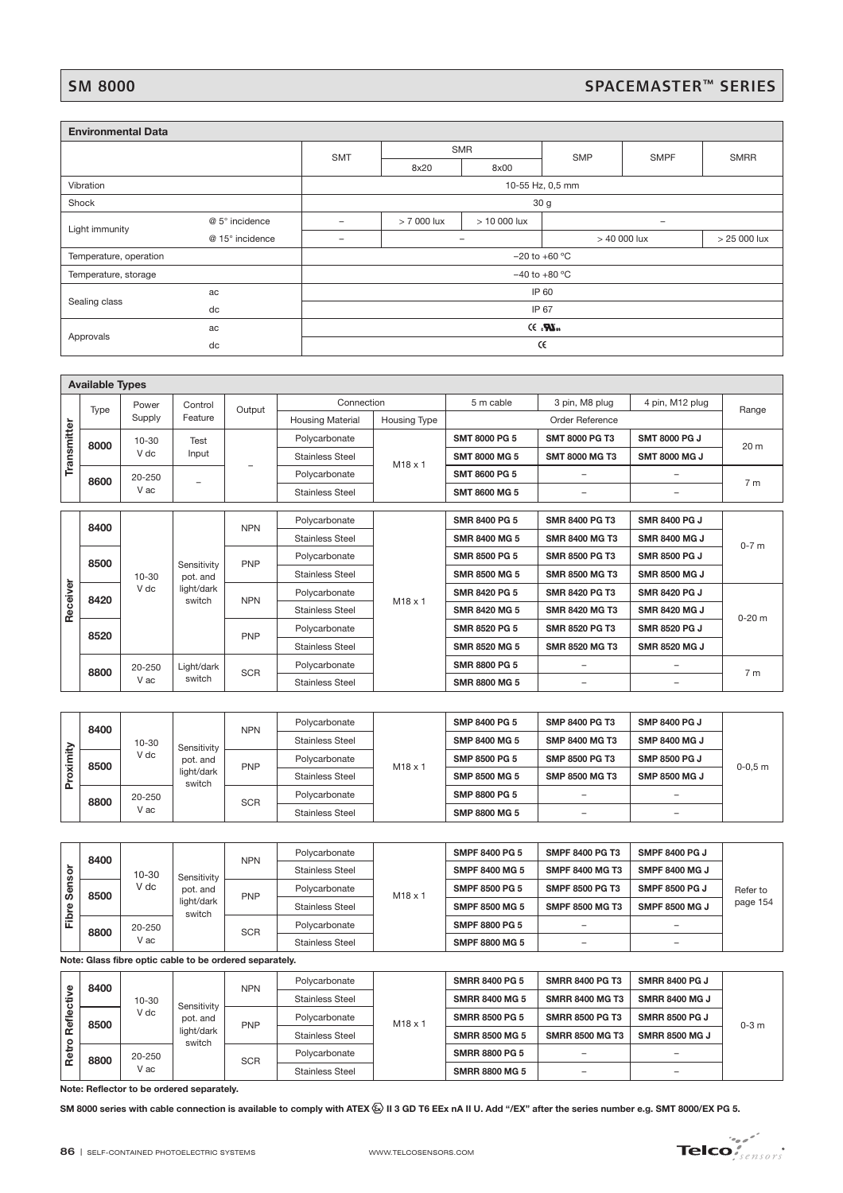# SM 8000

## SPACEMASTER™ SERIES

### Environmental Data

| | | SMT | SMR 8x20 | SMR 8x00 | SMP | SMPF | SMRR |
|---|---|---|---|---|---|---|---|
| Vibration | | 10-55 Hz, 0,5 mm | | | | | |
| Shock | | 30 g | | | | | |
| Light immunity | @ 5° incidence | – | > 7 000 lux | > 10 000 lux | – | | |
| | @ 15° incidence | – | – | | > 40 000 lux | | > 25 000 lux |
| Temperature, operation | | −20 to +60 °C | | | | | |
| Temperature, storage | | −40 to +80 °C | | | | | |
| Sealing class | ac | IP 60 | | | | | |
| | dc | IP 67 | | | | | |
| Approvals | ac | CE cULus | | | | | |
| | dc | CE | | | | | |

### Available Types

| | Type | Power Supply | Control Feature | Output | Connection: Housing Material | Connection: Housing Type | 5 m cable (Order Reference) | 3 pin, M8 plug (Order Reference) | 4 pin, M12 plug (Order Reference) | Range |
|---|---|---|---|---|---|---|---|---|---|---|
| Transmitter | 8000 | 10-30 V dc | Test Input | – | Polycarbonate | M18 x 1 | **SMT 8000 PG 5** | **SMT 8000 PG T3** | **SMT 8000 PG J** | 20 m |
| | | | | | Stainless Steel | | **SMT 8000 MG 5** | **SMT 8000 MG T3** | **SMT 8000 MG J** | |
| | 8600 | 20-250 V ac | – | | Polycarbonate | | **SMT 8600 PG 5** | – | – | 7 m |
| | | | | | Stainless Steel | | **SMT 8600 MG 5** | – | – | |
| Receiver | 8400 | 10-30 V dc | Sensitivity pot. and light/dark switch | NPN | Polycarbonate | M18 x 1 | **SMR 8400 PG 5** | **SMR 8400 PG T3** | **SMR 8400 PG J** | 0-7 m |
| | | | | | Stainless Steel | | **SMR 8400 MG 5** | **SMR 8400 MG T3** | **SMR 8400 MG J** | |
| | 8500 | | | PNP | Polycarbonate | | **SMR 8500 PG 5** | **SMR 8500 PG T3** | **SMR 8500 PG J** | |
| | | | | | Stainless Steel | | **SMR 8500 MG 5** | **SMR 8500 MG T3** | **SMR 8500 MG J** | |
| | 8420 | | | NPN | Polycarbonate | | **SMR 8420 PG 5** | **SMR 8420 PG T3** | **SMR 8420 PG J** | 0-20 m |
| | | | | | Stainless Steel | | **SMR 8420 MG 5** | **SMR 8420 MG T3** | **SMR 8420 MG J** | |
| | 8520 | | | PNP | Polycarbonate | | **SMR 8520 PG 5** | **SMR 8520 PG T3** | **SMR 8520 PG J** | |
| | | | | | Stainless Steel | | **SMR 8520 MG 5** | **SMR 8520 MG T3** | **SMR 8520 MG J** | |
| | 8800 | 20-250 V ac | Light/dark switch | SCR | Polycarbonate | | **SMR 8800 PG 5** | – | – | 7 m |
| | | | | | Stainless Steel | | **SMR 8800 MG 5** | – | – | |
| Proximity | 8400 | 10-30 V dc | Sensitivity pot. and light/dark switch | NPN | Polycarbonate | M18 x 1 | **SMP 8400 PG 5** | **SMP 8400 PG T3** | **SMP 8400 PG J** | 0-0,5 m |
| | | | | | Stainless Steel | | **SMP 8400 MG 5** | **SMP 8400 MG T3** | **SMP 8400 MG J** | |
| | 8500 | | | PNP | Polycarbonate | | **SMP 8500 PG 5** | **SMP 8500 PG T3** | **SMP 8500 PG J** | |
| | | | | | Stainless Steel | | **SMP 8500 MG 5** | **SMP 8500 MG T3** | **SMP 8500 MG J** | |
| | 8800 | 20-250 V ac | | SCR | Polycarbonate | | **SMP 8800 PG 5** | – | – | |
| | | | | | Stainless Steel | | **SMP 8800 MG 5** | – | – | |
| Fibre Sensor | 8400 | 10-30 V dc | Sensitivity pot. and light/dark switch | NPN | Polycarbonate | M18 x 1 | **SMPF 8400 PG 5** | **SMPF 8400 PG T3** | **SMPF 8400 PG J** | Refer to page 154 |
| | | | | | Stainless Steel | | **SMPF 8400 MG 5** | **SMPF 8400 MG T3** | **SMPF 8400 MG J** | |
| | 8500 | | | PNP | Polycarbonate | | **SMPF 8500 PG 5** | **SMPF 8500 PG T3** | **SMPF 8500 PG J** | |
| | | | | | Stainless Steel | | **SMPF 8500 MG 5** | **SMPF 8500 MG T3** | **SMPF 8500 MG J** | |
| | 8800 | 20-250 V ac | | SCR | Polycarbonate | | **SMPF 8800 PG 5** | – | – | |
| | | | | | Stainless Steel | | **SMPF 8800 MG 5** | – | – | |

**Note: Glass fibre optic cable to be ordered separately.**

| | Type | Power Supply | Control Feature | Output | Housing Material | Housing Type | 5 m cable | 3 pin, M8 plug | 4 pin, M12 plug | Range |
|---|---|---|---|---|---|---|---|---|---|---|
| Retro Reflective | 8400 | 10-30 V dc | Sensitivity pot. and light/dark switch | NPN | Polycarbonate | M18 x 1 | **SMRR 8400 PG 5** | **SMRR 8400 PG T3** | **SMRR 8400 PG J** | 0-3 m |
| | | | | | Stainless Steel | | **SMRR 8400 MG 5** | **SMRR 8400 MG T3** | **SMRR 8400 MG J** | |
| | 8500 | | | PNP | Polycarbonate | | **SMRR 8500 PG 5** | **SMRR 8500 PG T3** | **SMRR 8500 PG J** | |
| | | | | | Stainless Steel | | **SMRR 8500 MG 5** | **SMRR 8500 MG T3** | **SMRR 8500 MG J** | |
| | 8800 | 20-250 V ac | | SCR | Polycarbonate | | **SMRR 8800 PG 5** | – | – | |
| | | | | | Stainless Steel | | **SMRR 8800 MG 5** | – | – | |

**Note: Reflector to be ordered separately.**

**SM 8000 series with cable connection is available to comply with ATEX Ex II 3 GD T6 EEx nA II U. Add "/EX" after the series number e.g. SMT 8000/EX PG 5.**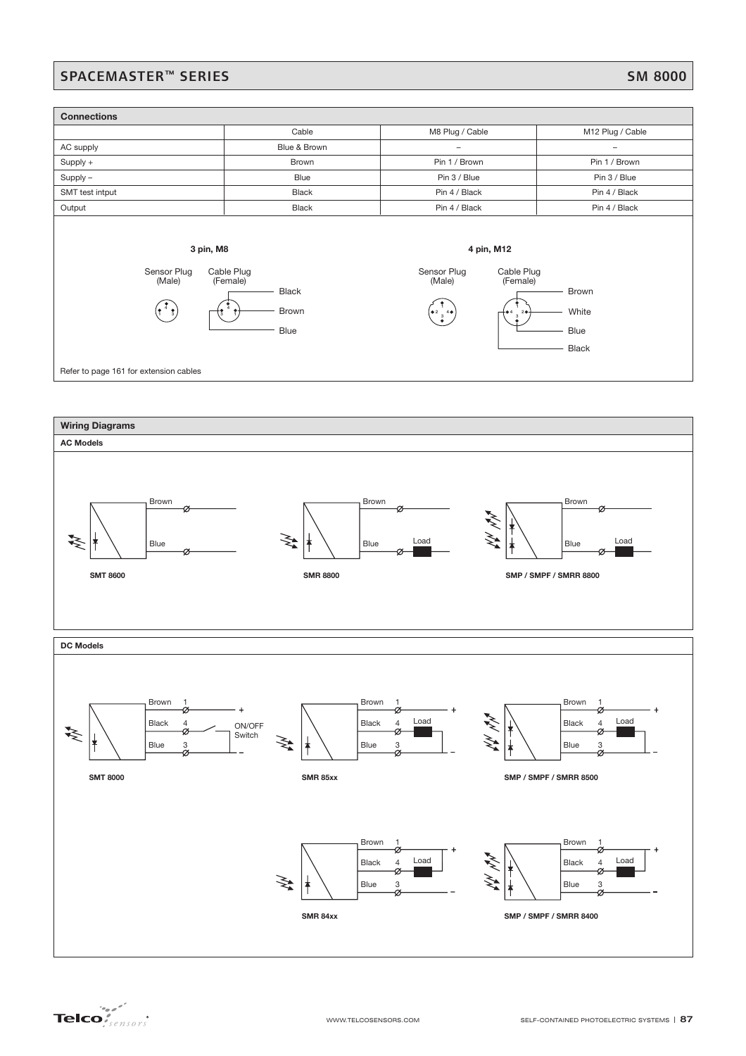## SPACEMASTER™ SERIES — SM 8000

### Connections

| | Cable | M8 Plug / Cable | M12 Plug / Cable |
|---|---|---|---|
| AC supply | Blue & Brown | – | – |
| Supply + | Brown | Pin 1 / Brown | Pin 1 / Brown |
| Supply – | Blue | Pin 3 / Blue | Pin 3 / Blue |
| SMT test intput | Black | Pin 4 / Black | Pin 4 / Black |
| Output | Black | Pin 4 / Black | Pin 4 / Black |

**3 pin, M8**

Sensor Plug (Male)
Cable Plug (Female)
Black
Brown
Blue

**4 pin, M12**

Sensor Plug (Male)
Cable Plug (Female)
Brown
White
Blue
Black

Refer to page 161 for extension cables

### Wiring Diagrams

**AC Models**

Brown
Blue
**SMT 8600**

Brown
Blue
Load
**SMR 8800**

Brown
Blue
Load
**SMP / SMPF / SMRR 8800**

**DC Models**

Brown 1
Black 4
Blue 3
+
ON/OFF Switch
–
**SMT 8000**

Brown 1
Black 4
Blue 3
Load
+
–
**SMR 85xx**

Brown 1
Black 4
Blue 3
Load
+
–
**SMP / SMPF / SMRR 8500**

Brown 1
Black 4
Blue 3
Load
+
–
**SMR 84xx**

Brown 1
Black 4
Blue 3
Load
+
–
**SMP / SMPF / SMRR 8400**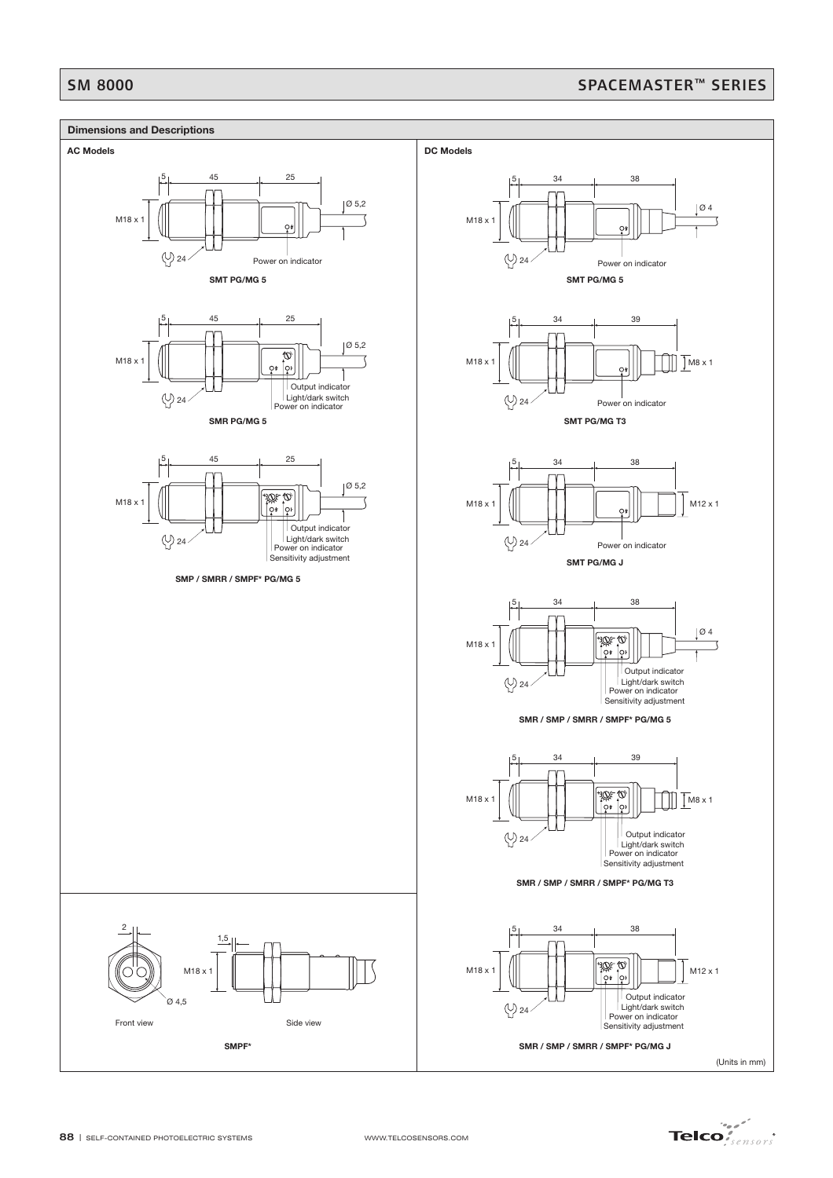## Dimensions and Descriptions

### AC Models

5
45
25
Ø 5,2
M18 x 1
24
Power on indicator

**SMT PG/MG 5**

5
45
25
Ø 5,2
M18 x 1
24
Output indicator
Light/dark switch
Power on indicator

**SMR PG/MG 5**

5
45
25
Ø 5,2
M18 x 1
24
Output indicator
Light/dark switch
Power on indicator
Sensitivity adjustment

**SMP / SMRR / SMPF* PG/MG 5**

2
1,5
M18 x 1
Ø 4,5
Front view
Side view

**SMPF***

### DC Models

5
34
38
Ø 4
M18 x 1
24
Power on indicator

**SMT PG/MG 5**

5
34
39
M8 x 1
M18 x 1
24
Power on indicator

**SMT PG/MG T3**

5
34
38
M12 x 1
M18 x 1
24
Power on indicator

**SMT PG/MG J**

5
34
38
Ø 4
M18 x 1
24
Output indicator
Light/dark switch
Power on indicator
Sensitivity adjustment

**SMR / SMP / SMRR / SMPF* PG/MG 5**

5
34
39
M8 x 1
M18 x 1
24
Output indicator
Light/dark switch
Power on indicator
Sensitivity adjustment

**SMR / SMP / SMRR / SMPF* PG/MG T3**

5
34
38
M12 x 1
M18 x 1
24
Output indicator
Light/dark switch
Power on indicator
Sensitivity adjustment

**SMR / SMP / SMRR / SMPF* PG/MG J**

(Units in mm)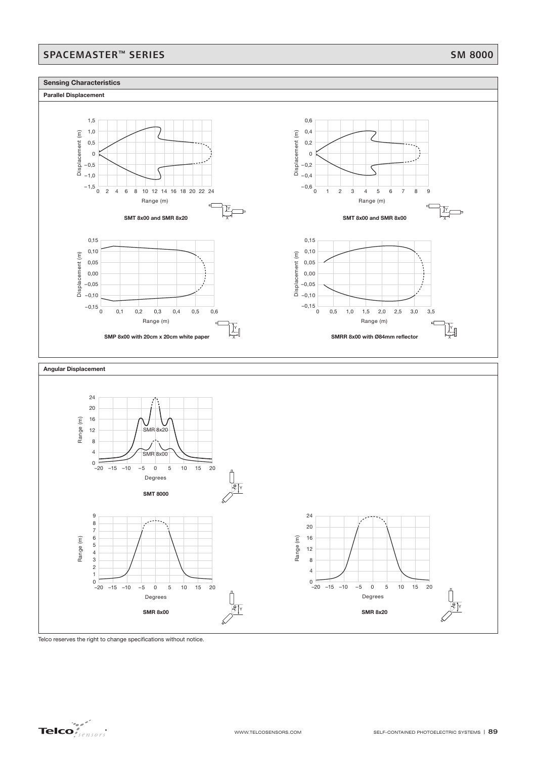## Sensing Characteristics

### Parallel Displacement

Displacement (m)

1,5
1,0
0,5
0
−0,5
−1,0
−1,5

0 2 4 6 8 10 12 14 16 18 20 22 24

Range (m)

Y
X

**SMT 8x00 and SMR 8x20**

Displacement (m)

0,6
0,4
0,2
0
−0,2
−0,4
−0,6

0 1 2 3 4 5 6 7 8 9

Range (m)

Y
X

**SMT 8x00 and SMR 8x00**

Displacement (m)

0,15
0,10
0,05
0,00
−0,05
−0,10
−0,15

0 0,1 0,2 0,3 0,4 0,5 0,6

Range (m)

Y
X

**SMP 8x00 with 20cm x 20cm white paper**

Displacement (m)

0,15
0,10
0,05
0,00
−0,05
−0,10
−0,15

0 0,5 1,0 1,5 2,0 2,5 3,0 3,5

Range (m)

Y
X

**SMRR 8x00 with Ø84mm reflector**

### Angular Displacement

Range (m)

24
20
16
12
8
4
0

−20 −15 −10 −5 0 5 10 15 20

Degrees

SMR 8x20

SMR 8x00

θ
Y

**SMT 8000**

Range (m)

9
8
7
6
5
4
3
2
1
0

−20 −15 −10 −5 0 5 10 15 20

Degrees

θ
Y

**SMR 8x00**

Range (m)

24
20
16
12
8
4
0

−20 −15 −10 −5 0 5 10 15 20

Degrees

θ
Y

**SMR 8x20**

Telco reserves the right to change specifications without notice.